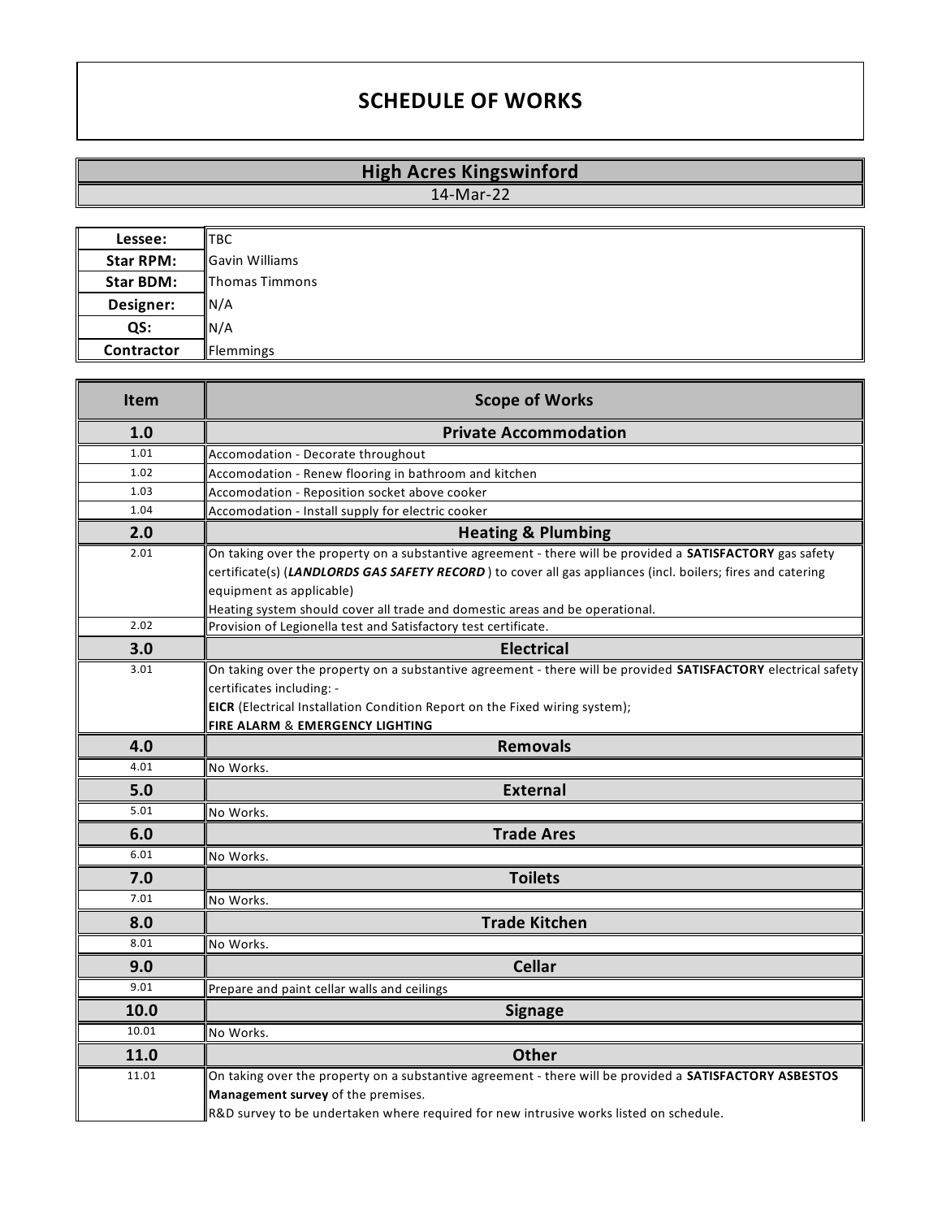# SCHEDULE OF WORKS

## High Acres Kingswinford

14-Mar-22

| | |
|---|---|
| **Lessee:** | TBC |
| **Star RPM:** | Gavin Williams |
| **Star BDM:** | Thomas Timmons |
| **Designer:** | N/A |
| **QS:** | N/A |
| **Contractor** | Flemmings |

| Item | Scope of Works |
|---|---|
| **1.0** | **Private Accommodation** |
| 1.01 | Accomodation - Decorate throughout |
| 1.02 | Accomodation - Renew flooring in bathroom and kitchen |
| 1.03 | Accomodation - Reposition socket above cooker |
| 1.04 | Accomodation - Install supply for electric cooker |
| **2.0** | **Heating & Plumbing** |
| 2.01 | On taking over the property on a substantive agreement - there will be provided a **SATISFACTORY** gas safety certificate(s) (***LANDLORDS GAS SAFETY RECORD*** ) to cover all gas appliances (incl. boilers; fires and catering equipment as applicable)<br>Heating system should cover all trade and domestic areas and be operational. |
| 2.02 | Provision of Legionella test and Satisfactory test certificate. |
| **3.0** | **Electrical** |
| 3.01 | On taking over the property on a substantive agreement - there will be provided **SATISFACTORY** electrical safety certificates including: -<br>**EICR** (Electrical Installation Condition Report on the Fixed wiring system);<br>**FIRE ALARM** & **EMERGENCY LIGHTING** |
| **4.0** | **Removals** |
| 4.01 | No Works. |
| **5.0** | **External** |
| 5.01 | No Works. |
| **6.0** | **Trade Ares** |
| 6.01 | No Works. |
| **7.0** | **Toilets** |
| 7.01 | No Works. |
| **8.0** | **Trade Kitchen** |
| 8.01 | No Works. |
| **9.0** | **Cellar** |
| 9.01 | Prepare and paint cellar walls and ceilings |
| **10.0** | **Signage** |
| 10.01 | No Works. |
| **11.0** | **Other** |
| 11.01 | On taking over the property on a substantive agreement - there will be provided a **SATISFACTORY ASBESTOS Management survey** of the premises.<br>R&D survey to be undertaken where required for new intrusive works listed on schedule. |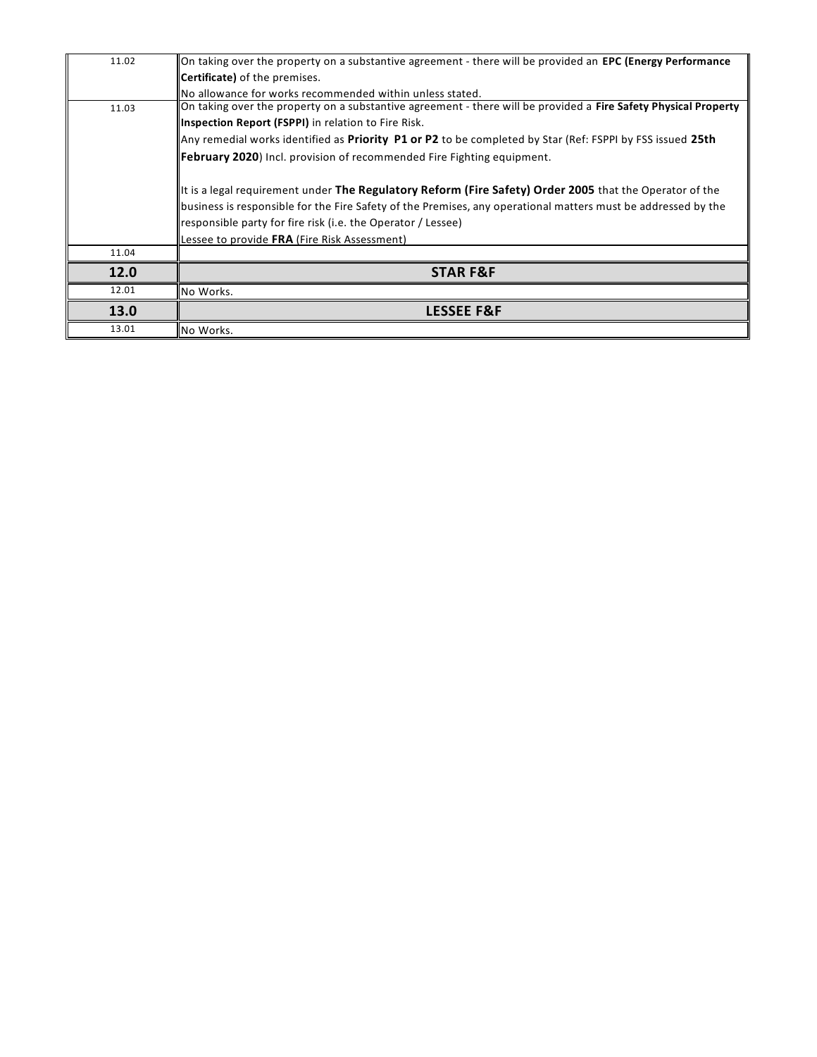| | |
|---|---|
| 11.02 | On taking over the property on a substantive agreement - there will be provided an **EPC (Energy Performance Certificate)** of the premises.<br>No allowance for works recommended within unless stated. |
| 11.03 | On taking over the property on a substantive agreement - there will be provided a **Fire Safety Physical Property Inspection Report (FSPPI)** in relation to Fire Risk.<br>Any remedial works identified as **Priority P1 or P2** to be completed by Star (Ref: FSPPI by FSS issued **25th February 2020**) Incl. provision of recommended Fire Fighting equipment.<br><br>It is a legal requirement under **The Regulatory Reform (Fire Safety) Order 2005** that the Operator of the business is responsible for the Fire Safety of the Premises, any operational matters must be addressed by the responsible party for fire risk (i.e. the Operator / Lessee)<br>Lessee to provide **FRA** (Fire Risk Assessment) |
| 11.04 | |
| **12.0** | **STAR F&F** |
| 12.01 | No Works. |
| **13.0** | **LESSEE F&F** |
| 13.01 | No Works. |